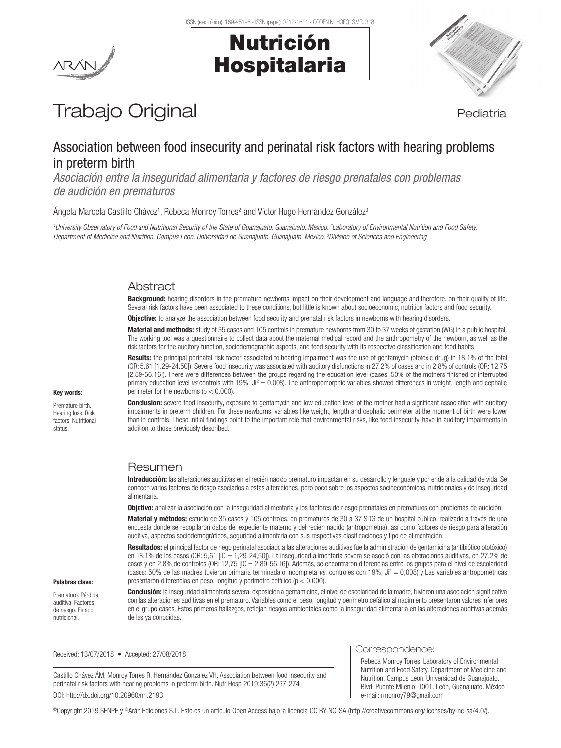Trabajo Original

Pediatría

# Association between food insecurity and perinatal risk factors with hearing problems in preterm birth

*Asociación entre la inseguridad alimentaria y factores de riesgo prenatales con problemas de audición en prematuros*

Ángela Marcela Castillo Chávez[1], Rebeca Monroy Torres[2] and Víctor Hugo Hernández González[3]

[1]*University Observatory of Food and Nutritional Security of the State of Guanajuato. Guanajuato, Mexico.* [2]*Laboratory of Environmental Nutrition and Food Safety. Department of Medicine and Nutrition. Campus Leon. Universidad de Guanajuato. Guanajuato, Mexico.* [3]*Division of Sciences and Engineering*

## Abstract

**Background:** hearing disorders in the premature newborns impact on their development and language and therefore, on their quality of life. Several risk factors have been associated to these conditions, but little is known about socioeconomic, nutrition factors and food security.

**Objective:** to analyze the association between food security and prenatal risk factors in newborns with hearing disorders.

**Material and methods:** study of 35 cases and 105 controls in premature newborns from 30 to 37 weeks of gestation (WG) in a public hospital. The working tool was a questionnaire to collect data about the maternal medical record and the anthropometry of the newborn, as well as the risk factors for the auditory function, sociodemographic aspects, and food security with its respective classification and food habits.

**Results:** the principal perinatal risk factor associated to hearing impairment was the use of gentamycin (ototoxic drug) in 18.1% of the total (OR: 5.61 [1.29-24.50]). Severe food insecurity was associated with auditory disfunctions in 27.2% of cases and in 2.8% of controls (OR: 12.75 [2.89-56.16]). There were differences between the groups regarding the education level (cases: 50% of the mothers finished or interrupted primary education level *vs* controls with 19%; $Ji^2 = 0.008$). The anthropomorphic variables showed differences in weight, length and cephalic perimeter for the newborns ($p < 0.000$).

**Conclusion:** severe food insecurity**,** exposure to gentamycin and low education level of the mother had a significant association with auditory impairments in preterm children. For these newborns, variables like weight, length and cephalic perimeter at the moment of birth were lower than in controls. These initial findings point to the important role that environmental risks, like food insecurity, have in auditory impairments in addition to those previously described.

**Key words:**

Premature birth. Hearing loss. Risk factors. Nutritional status.

## Resumen

**Introducción:** las alteraciones auditivas en el recién nacido prematuro impactan en su desarrollo y lenguaje y por ende a la calidad de vida. Se conocen varios factores de riesgo asociados a estas alteraciones, pero poco sobre los aspectos socioeconómicos, nutricionales y de inseguridad alimentaria.

**Objetivo:** analizar la asociación con la inseguridad alimentaria y los factores de riesgo prenatales en prematuros con problemas de audición.

**Material y métodos:** estudio de 35 casos y 105 controles, en prematuros de 30 a 37 SDG de un hospital público, realizado a través de una encuesta donde se recopilaron datos del expediente materno y del recién nacido (antropometría), así como factores de riesgo para alteración auditiva, aspectos sociodemográficos, seguridad alimentaria con sus respectivas clasificaciones y tipo de alimentación.

**Resultados:** el principal factor de riego perinatal asociado a las alteraciones auditivas fue la administración de gentamicina (antibiótico ototóxico) en 18,1% de los casos (OR: 5,61 [IC = 1,29-24,50]). La inseguridad alimentaria severa se asoció con las alteraciones auditivas, en 27,2% de casos y en 2,8% de controles (OR: 12,75 [IC = 2,89-56,16]). Además, se encontraron diferencias entre los grupos para el nivel de escolaridad (casos: 50% de las madres tuvieron primaria terminada o incompleta *vs.* controles con 19%; $Ji^2 = 0{,}008$) y Las variables antropométricas presentaron diferencias en peso, longitud y perímetro cefálico ($p < 0{,}000$).

**Conclusión:** la inseguridad alimentaria severa, exposición a gentamicina, el nivel de escolaridad de la madre, tuvieron una asociación significativa con las alteraciones auditivas en el prematuro. Variables como el peso, longitud y perímetro cefálico al nacimiento presentaron valores inferiores en el grupo casos. Estos primeros hallazgos, reflejan riesgos ambientales como la inseguridad alimentaria en las alteraciones auditivas además de las ya conocidas.

**Palabras clave:**

Prematuro. Pérdida auditiva. Factores de riesgo. Estado nutricional.

Received: 13/07/2018 • Accepted: 27/08/2018

Castillo Chávez ÁM, Monroy Torres R, Hernández González VH. Association between food insecurity and perinatal risk factors with hearing problems in preterm birth. Nutr Hosp 2019;36(2):267-274

DOI: http://dx.doi.org/10.20960/nh.2193

Correspondence:

Rebeca Monroy Torres. Laboratory of Environmental Nutrition and Food Safety. Department of Medicine and Nutrition. Campus Leon. Universidad de Guanajuato. Blvd. Puente Milenio, 1001. León, Guanajuato. México
e-mail: rmonroy79@gmail.com

©Copyright 2019 SENPE y ©Arán Ediciones S.L. Este es un artículo Open Access bajo la licencia CC BY-NC-SA (http://creativecommons.org/licenses/by-nc-sa/4.0/).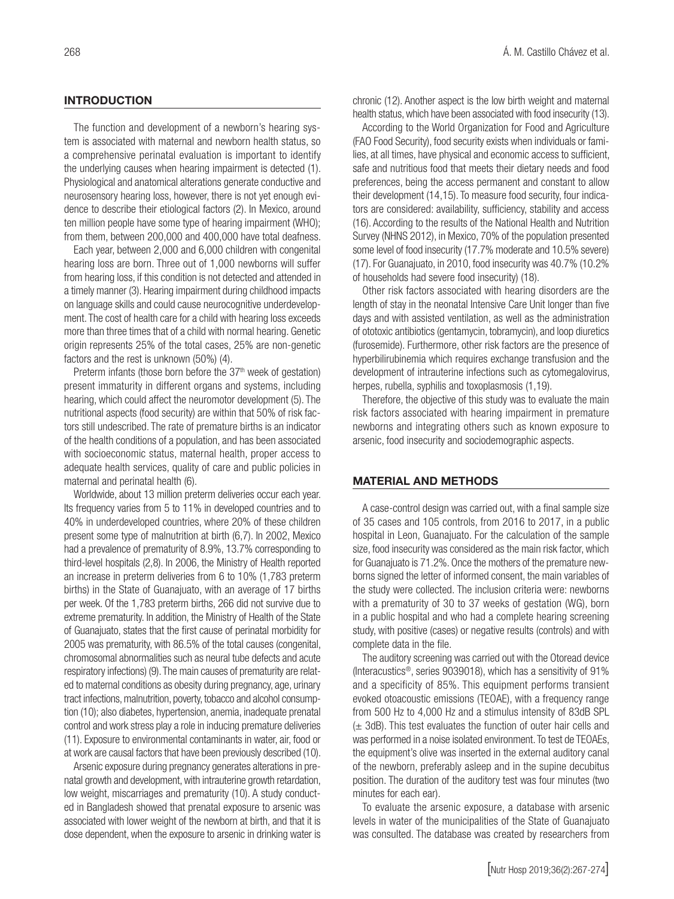## INTRODUCTION

The function and development of a newborn's hearing system is associated with maternal and newborn health status, so a comprehensive perinatal evaluation is important to identify the underlying causes when hearing impairment is detected (1). Physiological and anatomical alterations generate conductive and neurosensory hearing loss, however, there is not yet enough evidence to describe their etiological factors (2). In Mexico, around ten million people have some type of hearing impairment (WHO); from them, between 200,000 and 400,000 have total deafness.

Each year, between 2,000 and 6,000 children with congenital hearing loss are born. Three out of 1,000 newborns will suffer from hearing loss, if this condition is not detected and attended in a timely manner (3). Hearing impairment during childhood impacts on language skills and could cause neurocognitive underdevelopment. The cost of health care for a child with hearing loss exceeds more than three times that of a child with normal hearing. Genetic origin represents 25% of the total cases, 25% are non-genetic factors and the rest is unknown (50%) (4).

Preterm infants (those born before the 37th week of gestation) present immaturity in different organs and systems, including hearing, which could affect the neuromotor development (5). The nutritional aspects (food security) are within that 50% of risk factors still undescribed. The rate of premature births is an indicator of the health conditions of a population, and has been associated with socioeconomic status, maternal health, proper access to adequate health services, quality of care and public policies in maternal and perinatal health (6).

Worldwide, about 13 million preterm deliveries occur each year. Its frequency varies from 5 to 11% in developed countries and to 40% in underdeveloped countries, where 20% of these children present some type of malnutrition at birth (6,7). In 2002, Mexico had a prevalence of prematurity of 8.9%, 13.7% corresponding to third-level hospitals (2,8). In 2006, the Ministry of Health reported an increase in preterm deliveries from 6 to 10% (1,783 preterm births) in the State of Guanajuato, with an average of 17 births per week. Of the 1,783 preterm births, 266 did not survive due to extreme prematurity. In addition, the Ministry of Health of the State of Guanajuato, states that the first cause of perinatal morbidity for 2005 was prematurity, with 86.5% of the total causes (congenital, chromosomal abnormalities such as neural tube defects and acute respiratory infections) (9). The main causes of prematurity are related to maternal conditions as obesity during pregnancy, age, urinary tract infections, malnutrition, poverty, tobacco and alcohol consumption (10); also diabetes, hypertension, anemia, inadequate prenatal control and work stress play a role in inducing premature deliveries (11). Exposure to environmental contaminants in water, air, food or at work are causal factors that have been previously described (10).

Arsenic exposure during pregnancy generates alterations in prenatal growth and development, with intrauterine growth retardation, low weight, miscarriages and prematurity (10). A study conducted in Bangladesh showed that prenatal exposure to arsenic was associated with lower weight of the newborn at birth, and that it is dose dependent, when the exposure to arsenic in drinking water is chronic (12). Another aspect is the low birth weight and maternal health status, which have been associated with food insecurity (13).

According to the World Organization for Food and Agriculture (FAO Food Security), food security exists when individuals or families, at all times, have physical and economic access to sufficient, safe and nutritious food that meets their dietary needs and food preferences, being the access permanent and constant to allow their development (14,15). To measure food security, four indicators are considered: availability, sufficiency, stability and access (16). According to the results of the National Health and Nutrition Survey (NHNS 2012), in Mexico, 70% of the population presented some level of food insecurity (17.7% moderate and 10.5% severe) (17). For Guanajuato, in 2010, food insecurity was 40.7% (10.2% of households had severe food insecurity) (18).

Other risk factors associated with hearing disorders are the length of stay in the neonatal Intensive Care Unit longer than five days and with assisted ventilation, as well as the administration of ototoxic antibiotics (gentamycin, tobramycin), and loop diuretics (furosemide). Furthermore, other risk factors are the presence of hyperbilirubinemia which requires exchange transfusion and the development of intrauterine infections such as cytomegalovirus, herpes, rubella, syphilis and toxoplasmosis (1,19).

Therefore, the objective of this study was to evaluate the main risk factors associated with hearing impairment in premature newborns and integrating others such as known exposure to arsenic, food insecurity and sociodemographic aspects.

## MATERIAL AND METHODS

A case-control design was carried out, with a final sample size of 35 cases and 105 controls, from 2016 to 2017, in a public hospital in Leon, Guanajuato. For the calculation of the sample size, food insecurity was considered as the main risk factor, which for Guanajuato is 71.2%. Once the mothers of the premature newborns signed the letter of informed consent, the main variables of the study were collected. The inclusion criteria were: newborns with a prematurity of 30 to 37 weeks of gestation (WG), born in a public hospital and who had a complete hearing screening study, with positive (cases) or negative results (controls) and with complete data in the file.

The auditory screening was carried out with the Otoread device (Interacustics®, series 9039018), which has a sensitivity of 91% and a specificity of 85%. This equipment performs transient evoked otoacoustic emissions (TEOAE), with a frequency range from 500 Hz to 4,000 Hz and a stimulus intensity of 83dB SPL (± 3dB). This test evaluates the function of outer hair cells and was performed in a noise isolated environment. To test de TEOAEs, the equipment's olive was inserted in the external auditory canal of the newborn, preferably asleep and in the supine decubitus position. The duration of the auditory test was four minutes (two minutes for each ear).

To evaluate the arsenic exposure, a database with arsenic levels in water of the municipalities of the State of Guanajuato was consulted. The database was created by researchers from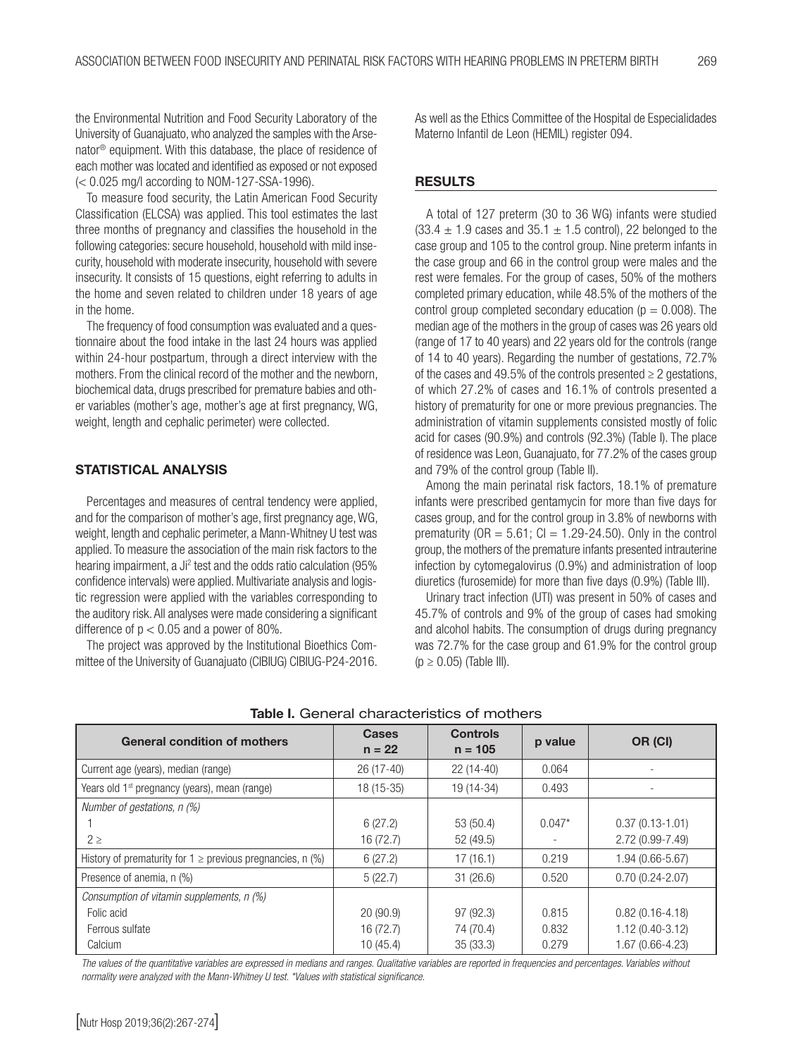the Environmental Nutrition and Food Security Laboratory of the University of Guanajuato, who analyzed the samples with the Arsenator® equipment. With this database, the place of residence of each mother was located and identified as exposed or not exposed (< 0.025 mg/l according to NOM-127-SSA-1996).

To measure food security, the Latin American Food Security Classification (ELCSA) was applied. This tool estimates the last three months of pregnancy and classifies the household in the following categories: secure household, household with mild insecurity, household with moderate insecurity, household with severe insecurity. It consists of 15 questions, eight referring to adults in the home and seven related to children under 18 years of age in the home.

The frequency of food consumption was evaluated and a questionnaire about the food intake in the last 24 hours was applied within 24-hour postpartum, through a direct interview with the mothers. From the clinical record of the mother and the newborn, biochemical data, drugs prescribed for premature babies and other variables (mother's age, mother's age at first pregnancy, WG, weight, length and cephalic perimeter) were collected.

## STATISTICAL ANALYSIS

Percentages and measures of central tendency were applied, and for the comparison of mother's age, first pregnancy age, WG, weight, length and cephalic perimeter, a Mann-Whitney U test was applied. To measure the association of the main risk factors to the hearing impairment, a Ji$^2$ test and the odds ratio calculation (95% confidence intervals) were applied. Multivariate analysis and logistic regression were applied with the variables corresponding to the auditory risk. All analyses were made considering a significant difference of $p < 0.05$ and a power of 80%.

The project was approved by the Institutional Bioethics Committee of the University of Guanajuato (CIBIUG) CIBIUG-P24-2016. As well as the Ethics Committee of the Hospital de Especialidades Materno Infantil de Leon (HEMIL) register 094.

## RESULTS

A total of 127 preterm (30 to 36 WG) infants were studied ($33.4 \pm 1.9$ cases and $35.1 \pm 1.5$ control), 22 belonged to the case group and 105 to the control group. Nine preterm infants in the case group and 66 in the control group were males and the rest were females. For the group of cases, 50% of the mothers completed primary education, while 48.5% of the mothers of the control group completed secondary education ($p = 0.008$). The median age of the mothers in the group of cases was 26 years old (range of 17 to 40 years) and 22 years old for the controls (range of 14 to 40 years). Regarding the number of gestations, 72.7% of the cases and 49.5% of the controls presented ≥ 2 gestations, of which 27.2% of cases and 16.1% of controls presented a history of prematurity for one or more previous pregnancies. The administration of vitamin supplements consisted mostly of folic acid for cases (90.9%) and controls (92.3%) (Table I). The place of residence was Leon, Guanajuato, for 77.2% of the cases group and 79% of the control group (Table II).

Among the main perinatal risk factors, 18.1% of premature infants were prescribed gentamycin for more than five days for cases group, and for the control group in 3.8% of newborns with prematurity (OR = 5.61; CI = 1.29-24.50). Only in the control group, the mothers of the premature infants presented intrauterine infection by cytomegalovirus (0.9%) and administration of loop diuretics (furosemide) for more than five days (0.9%) (Table III).

Urinary tract infection (UTI) was present in 50% of cases and 45.7% of controls and 9% of the group of cases had smoking and alcohol habits. The consumption of drugs during pregnancy was 72.7% for the case group and 61.9% for the control group ($p \geq 0.05$) (Table III).

**Table I.** General characteristics of mothers

| General condition of mothers | Cases n = 22 | Controls n = 105 | p value | OR (CI) |
|---|---|---|---|---|
| Current age (years), median (range) | 26 (17-40) | 22 (14-40) | 0.064 | - |
| Years old 1st pregnancy (years), mean (range) | 18 (15-35) | 19 (14-34) | 0.493 | - |
| *Number of gestations, n (%)* | | | | |
| 1 | 6 (27.2) | 53 (50.4) | 0.047* | 0.37 (0.13-1.01) |
| 2 ≥ | 16 (72.7) | 52 (49.5) | - | 2.72 (0.99-7.49) |
| History of prematurity for 1 ≥ previous pregnancies, n (%) | 6 (27.2) | 17 (16.1) | 0.219 | 1.94 (0.66-5.67) |
| Presence of anemia, n (%) | 5 (22.7) | 31 (26.6) | 0.520 | 0.70 (0.24-2.07) |
| *Consumption of vitamin supplements, n (%)* | | | | |
| Folic acid | 20 (90.9) | 97 (92.3) | 0.815 | 0.82 (0.16-4.18) |
| Ferrous sulfate | 16 (72.7) | 74 (70.4) | 0.832 | 1.12 (0.40-3.12) |
| Calcium | 10 (45.4) | 35 (33.3) | 0.279 | 1.67 (0.66-4.23) |

*The values of the quantitative variables are expressed in medians and ranges. Qualitative variables are reported in frequencies and percentages. Variables without normality were analyzed with the Mann-Whitney U test. \*Values with statistical significance.*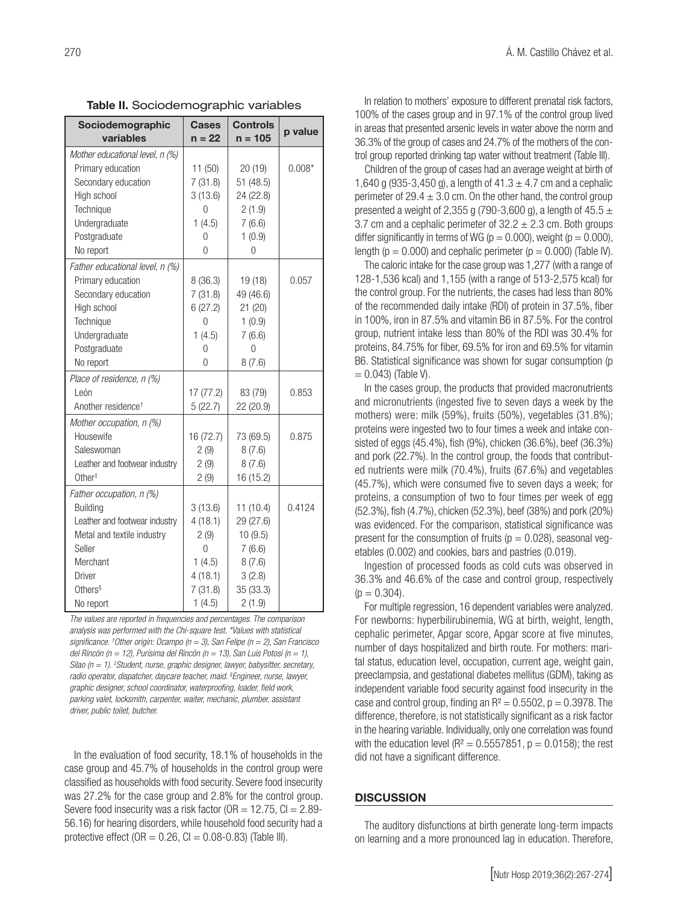**Table II.** Sociodemographic variables

| Sociodemographic variables | Cases n = 22 | Controls n = 105 | p value |
|---|---|---|---|
| *Mother educational level, n (%)* | | | |
| Primary education | 11 (50) | 20 (19) | 0.008* |
| Secondary education | 7 (31.8) | 51 (48.5) | |
| High school | 3 (13.6) | 24 (22.8) | |
| Technique | 0 | 2 (1.9) | |
| Undergraduate | 1 (4.5) | 7 (6.6) | |
| Postgraduate | 0 | 1 (0.9) | |
| No report | 0 | 0 | |
| *Father educational level, n (%)* | | | |
| Primary education | 8 (36.3) | 19 (18) | 0.057 |
| Secondary education | 7 (31.8) | 49 (46.6) | |
| High school | 6 (27.2) | 21 (20) | |
| Technique | 0 | 1 (0.9) | |
| Undergraduate | 1 (4.5) | 7 (6.6) | |
| Postgraduate | 0 | 0 | |
| No report | 0 | 8 (7.6) | |
| *Place of residence, n (%)* | | | |
| León | 17 (77.2) | 83 (79) | 0.853 |
| Another residence† | 5 (22.7) | 22 (20.9) | |
| *Mother occupation, n (%)* | | | |
| Housewife | 16 (72.7) | 73 (69.5) | 0.875 |
| Saleswoman | 2 (9) | 8 (7.6) | |
| Leather and footwear industry | 2 (9) | 8 (7.6) | |
| Other‡ | 2 (9) | 16 (15.2) | |
| *Father occupation, n (%)* | | | |
| Building | 3 (13.6) | 11 (10.4) | 0.4124 |
| Leather and footwear industry | 4 (18.1) | 29 (27.6) | |
| Metal and textile industry | 2 (9) | 10 (9.5) | |
| Seller | 0 | 7 (6.6) | |
| Merchant | 1 (4.5) | 8 (7.6) | |
| Driver | 4 (18.1) | 3 (2.8) | |
| Others§ | 7 (31.8) | 35 (33.3) | |
| No report | 1 (4.5) | 2 (1.9) | |

*The values are reported in frequencies and percentages. The comparison analysis was performed with the Chi-square test. \*Values with statistical significance. †Other origin: Ocampo (n = 3), San Felipe (n = 2), San Francisco del Rincón (n = 12), Purísima del Rincón (n = 13), San Luis Potosí (n = 1), Silao (n = 1). ‡Student, nurse, graphic designer, lawyer, babysitter, secretary, radio operator, dispatcher, daycare teacher, maid. §Engineer, nurse, lawyer, graphic designer, school coordinator, waterproofing, loader, field work, parking valet, locksmith, carpenter, waiter, mechanic, plumber, assistant driver, public toilet, butcher.*

In the evaluation of food security, 18.1% of households in the case group and 45.7% of households in the control group were classified as households with food security. Severe food insecurity was 27.2% for the case group and 2.8% for the control group. Severe food insecurity was a risk factor (OR = 12.75, CI = 2.89-56.16) for hearing disorders, while household food security had a protective effect (OR = 0.26, CI = 0.08-0.83) (Table III).

In relation to mothers' exposure to different prenatal risk factors, 100% of the cases group and in 97.1% of the control group lived in areas that presented arsenic levels in water above the norm and 36.3% of the group of cases and 24.7% of the mothers of the control group reported drinking tap water without treatment (Table III).

Children of the group of cases had an average weight at birth of 1,640 g (935-3,450 g), a length of 41.3 ± 4.7 cm and a cephalic perimeter of 29.4 ± 3.0 cm. On the other hand, the control group presented a weight of 2,355 g (790-3,600 g), a length of 45.5 ± 3.7 cm and a cephalic perimeter of 32.2 ± 2.3 cm. Both groups differ significantly in terms of WG (p = 0.000), weight (p = 0.000), length (p = 0.000) and cephalic perimeter (p = 0.000) (Table IV).

The caloric intake for the case group was 1,277 (with a range of 128-1,536 kcal) and 1,155 (with a range of 513-2,575 kcal) for the control group. For the nutrients, the cases had less than 80% of the recommended daily intake (RDI) of protein in 37.5%, fiber in 100%, iron in 87.5% and vitamin B6 in 87.5%. For the control group, nutrient intake less than 80% of the RDI was 30.4% for proteins, 84.75% for fiber, 69.5% for iron and 69.5% for vitamin B6. Statistical significance was shown for sugar consumption (p = 0.043) (Table V).

In the cases group, the products that provided macronutrients and micronutrients (ingested five to seven days a week by the mothers) were: milk (59%), fruits (50%), vegetables (31.8%); proteins were ingested two to four times a week and intake consisted of eggs (45.4%), fish (9%), chicken (36.6%), beef (36.3%) and pork (22.7%). In the control group, the foods that contributed nutrients were milk (70.4%), fruits (67.6%) and vegetables (45.7%), which were consumed five to seven days a week; for proteins, a consumption of two to four times per week of egg (52.3%), fish (4.7%), chicken (52.3%), beef (38%) and pork (20%) was evidenced. For the comparison, statistical significance was present for the consumption of fruits (p = 0.028), seasonal vegetables (0.002) and cookies, bars and pastries (0.019).

Ingestion of processed foods as cold cuts was observed in 36.3% and 46.6% of the case and control group, respectively (p = 0.304).

For multiple regression, 16 dependent variables were analyzed. For newborns: hyperbilirubinemia, WG at birth, weight, length, cephalic perimeter, Apgar score, Apgar score at five minutes, number of days hospitalized and birth route. For mothers: marital status, education level, occupation, current age, weight gain, preeclampsia, and gestational diabetes mellitus (GDM), taking as independent variable food security against food insecurity in the case and control group, finding an $R^2 = 0.5502$, p = 0.3978. The difference, therefore, is not statistically significant as a risk factor in the hearing variable. Individually, only one correlation was found with the education level ($R^2 = 0.5557851$, p = 0.0158); the rest did not have a significant difference.

## DISCUSSION

The auditory disfunctions at birth generate long-term impacts on learning and a more pronounced lag in education. Therefore,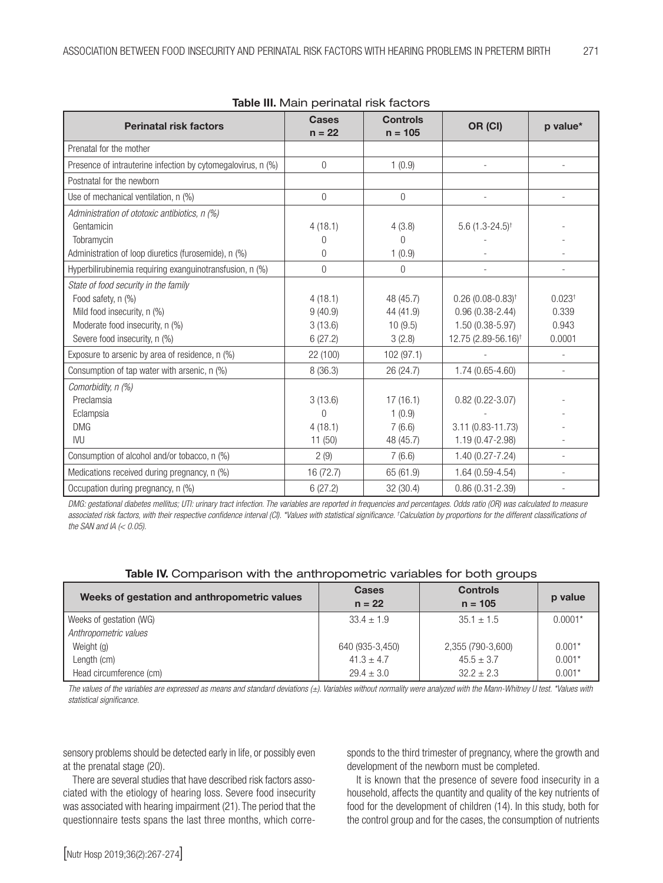**Table III.** Main perinatal risk factors

| Perinatal risk factors | Cases n = 22 | Controls n = 105 | OR (CI) | p value* |
|---|---|---|---|---|
| Prenatal for the mother | | | | |
| Presence of intrauterine infection by cytomegalovirus, n (%) | 0 | 1 (0.9) | - | - |
| Postnatal for the newborn | | | | |
| Use of mechanical ventilation, n (%) | 0 | 0 | - | - |
| *Administration of ototoxic antibiotics, n (%)* | | | | |
| Gentamicin | 4 (18.1) | 4 (3.8) | 5.6 (1.3-24.5)† | - |
| Tobramycin | 0 | 0 | - | - |
| Administration of loop diuretics (furosemide), n (%) | 0 | 1 (0.9) | - | - |
| Hyperbilirubinemia requiring exanguinotransfusion, n (%) | 0 | 0 | - | - |
| *State of food security in the family* | | | | |
| Food safety, n (%) | 4 (18.1) | 48 (45.7) | 0.26 (0.08-0.83)† | 0.023† |
| Mild food insecurity, n (%) | 9 (40.9) | 44 (41.9) | 0.96 (0.38-2.44) | 0.339 |
| Moderate food insecurity, n (%) | 3 (13.6) | 10 (9.5) | 1.50 (0.38-5.97) | 0.943 |
| Severe food insecurity, n (%) | 6 (27.2) | 3 (2.8) | 12.75 (2.89-56.16)† | 0.0001 |
| Exposure to arsenic by area of residence, n (%) | 22 (100) | 102 (97.1) | - | - |
| Consumption of tap water with arsenic, n (%) | 8 (36.3) | 26 (24.7) | 1.74 (0.65-4.60) | - |
| *Comorbidity, n (%)* | | | | |
| Preclamsia | 3 (13.6) | 17 (16.1) | 0.82 (0.22-3.07) | - |
| Eclampsia | 0 | 1 (0.9) | - | - |
| DMG | 4 (18.1) | 7 (6.6) | 3.11 (0.83-11.73) | - |
| IVU | 11 (50) | 48 (45.7) | 1.19 (0.47-2.98) | - |
| Consumption of alcohol and/or tobacco, n (%) | 2 (9) | 7 (6.6) | 1.40 (0.27-7.24) | - |
| Medications received during pregnancy, n (%) | 16 (72.7) | 65 (61.9) | 1.64 (0.59-4.54) | - |
| Occupation during pregnancy, n (%) | 6 (27.2) | 32 (30.4) | 0.86 (0.31-2.39) | - |

*DMG: gestational diabetes mellitus; UTI: urinary tract infection. The variables are reported in frequencies and percentages. Odds ratio (OR) was calculated to measure associated risk factors, with their respective confidence interval (CI). \*Values with statistical significance. †Calculation by proportions for the different classifications of the SAN and IA (< 0.05).*

**Table IV.** Comparison with the anthropometric variables for both groups

| Weeks of gestation and anthropometric values | Cases n = 22 | Controls n = 105 | p value |
|---|---|---|---|
| Weeks of gestation (WG) | 33.4 ± 1.9 | 35.1 ± 1.5 | 0.0001* |
| *Anthropometric values* | | | |
| Weight (g) | 640 (935-3,450) | 2,355 (790-3,600) | 0.001* |
| Length (cm) | 41.3 ± 4.7 | 45.5 ± 3.7 | 0.001* |
| Head circumference (cm) | 29.4 ± 3.0 | 32.2 ± 2.3 | 0.001* |

*The values of the variables are expressed as means and standard deviations (±). Variables without normality were analyzed with the Mann-Whitney U test. \*Values with statistical significance.*

sensory problems should be detected early in life, or possibly even at the prenatal stage (20).

There are several studies that have described risk factors associated with the etiology of hearing loss. Severe food insecurity was associated with hearing impairment (21). The period that the questionnaire tests spans the last three months, which corresponds to the third trimester of pregnancy, where the growth and development of the newborn must be completed.

It is known that the presence of severe food insecurity in a household, affects the quantity and quality of the key nutrients of food for the development of children (14). In this study, both for the control group and for the cases, the consumption of nutrients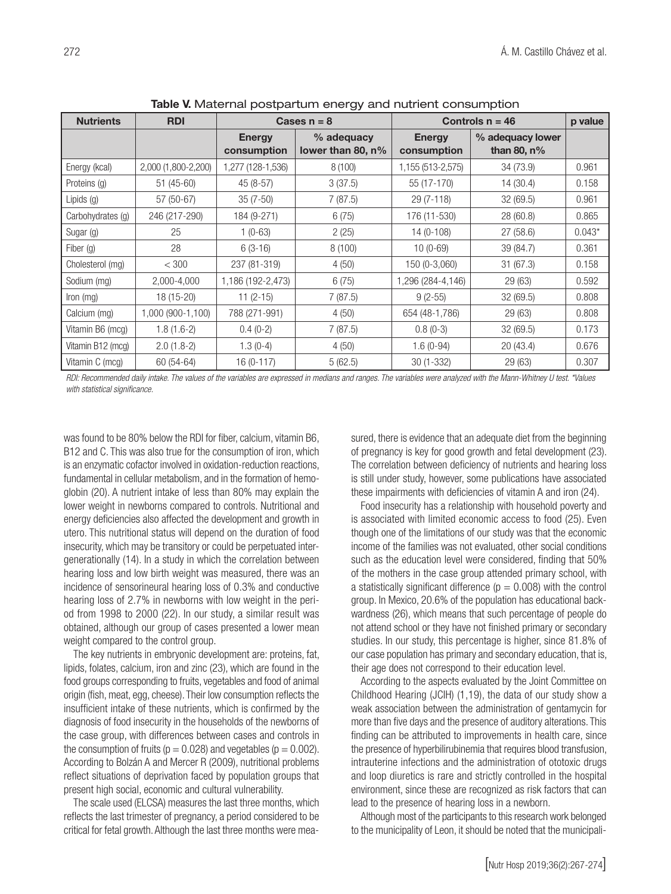**Table V.** Maternal postpartum energy and nutrient consumption

| Nutrients | RDI | Cases n = 8 | | Controls n = 46 | | p value |
|---|---|---|---|---|---|---|
| | | Energy consumption | % adequacy lower than 80, n% | Energy consumption | % adequacy lower than 80, n% | |
| Energy (kcal) | 2,000 (1,800-2,200) | 1,277 (128-1,536) | 8 (100) | 1,155 (513-2,575) | 34 (73.9) | 0.961 |
| Proteins (g) | 51 (45-60) | 45 (8-57) | 3 (37.5) | 55 (17-170) | 14 (30.4) | 0.158 |
| Lipids (g) | 57 (50-67) | 35 (7-50) | 7 (87.5) | 29 (7-118) | 32 (69.5) | 0.961 |
| Carbohydrates (g) | 246 (217-290) | 184 (9-271) | 6 (75) | 176 (11-530) | 28 (60.8) | 0.865 |
| Sugar (g) | 25 | 1 (0-63) | 2 (25) | 14 (0-108) | 27 (58.6) | 0.043* |
| Fiber (g) | 28 | 6 (3-16) | 8 (100) | 10 (0-69) | 39 (84.7) | 0.361 |
| Cholesterol (mg) | < 300 | 237 (81-319) | 4 (50) | 150 (0-3,060) | 31 (67.3) | 0.158 |
| Sodium (mg) | 2,000-4,000 | 1,186 (192-2,473) | 6 (75) | 1,296 (284-4,146) | 29 (63) | 0.592 |
| Iron (mg) | 18 (15-20) | 11 (2-15) | 7 (87.5) | 9 (2-55) | 32 (69.5) | 0.808 |
| Calcium (mg) | 1,000 (900-1,100) | 788 (271-991) | 4 (50) | 654 (48-1,786) | 29 (63) | 0.808 |
| Vitamin B6 (mcg) | 1.8 (1.6-2) | 0.4 (0-2) | 7 (87.5) | 0.8 (0-3) | 32 (69.5) | 0.173 |
| Vitamin B12 (mcg) | 2.0 (1.8-2) | 1.3 (0-4) | 4 (50) | 1.6 (0-94) | 20 (43.4) | 0.676 |
| Vitamin C (mcg) | 60 (54-64) | 16 (0-117) | 5 (62.5) | 30 (1-332) | 29 (63) | 0.307 |

*RDI: Recommended daily intake. The values of the variables are expressed in medians and ranges. The variables were analyzed with the Mann-Whitney U test. \*Values with statistical significance.*

was found to be 80% below the RDI for fiber, calcium, vitamin B6, B12 and C. This was also true for the consumption of iron, which is an enzymatic cofactor involved in oxidation-reduction reactions, fundamental in cellular metabolism, and in the formation of hemoglobin (20). A nutrient intake of less than 80% may explain the lower weight in newborns compared to controls. Nutritional and energy deficiencies also affected the development and growth in utero. This nutritional status will depend on the duration of food insecurity, which may be transitory or could be perpetuated intergenerationally (14). In a study in which the correlation between hearing loss and low birth weight was measured, there was an incidence of sensorineural hearing loss of 0.3% and conductive hearing loss of 2.7% in newborns with low weight in the period from 1998 to 2000 (22). In our study, a similar result was obtained, although our group of cases presented a lower mean weight compared to the control group.

The key nutrients in embryonic development are: proteins, fat, lipids, folates, calcium, iron and zinc (23), which are found in the food groups corresponding to fruits, vegetables and food of animal origin (fish, meat, egg, cheese). Their low consumption reflects the insufficient intake of these nutrients, which is confirmed by the diagnosis of food insecurity in the households of the newborns of the case group, with differences between cases and controls in the consumption of fruits ($p = 0.028$) and vegetables ($p = 0.002$). According to Bolzán A and Mercer R (2009), nutritional problems reflect situations of deprivation faced by population groups that present high social, economic and cultural vulnerability.

The scale used (ELCSA) measures the last three months, which reflects the last trimester of pregnancy, a period considered to be critical for fetal growth. Although the last three months were measured, there is evidence that an adequate diet from the beginning of pregnancy is key for good growth and fetal development (23). The correlation between deficiency of nutrients and hearing loss is still under study, however, some publications have associated these impairments with deficiencies of vitamin A and iron (24).

Food insecurity has a relationship with household poverty and is associated with limited economic access to food (25). Even though one of the limitations of our study was that the economic income of the families was not evaluated, other social conditions such as the education level were considered, finding that 50% of the mothers in the case group attended primary school, with a statistically significant difference ($p = 0.008$) with the control group. In Mexico, 20.6% of the population has educational backwardness (26), which means that such percentage of people do not attend school or they have not finished primary or secondary studies. In our study, this percentage is higher, since 81.8% of our case population has primary and secondary education, that is, their age does not correspond to their education level.

According to the aspects evaluated by the Joint Committee on Childhood Hearing (JCIH) (1,19), the data of our study show a weak association between the administration of gentamycin for more than five days and the presence of auditory alterations. This finding can be attributed to improvements in health care, since the presence of hyperbilirubinemia that requires blood transfusion, intrauterine infections and the administration of ototoxic drugs and loop diuretics is rare and strictly controlled in the hospital environment, since these are recognized as risk factors that can lead to the presence of hearing loss in a newborn.

Although most of the participants to this research work belonged to the municipality of Leon, it should be noted that the municipali-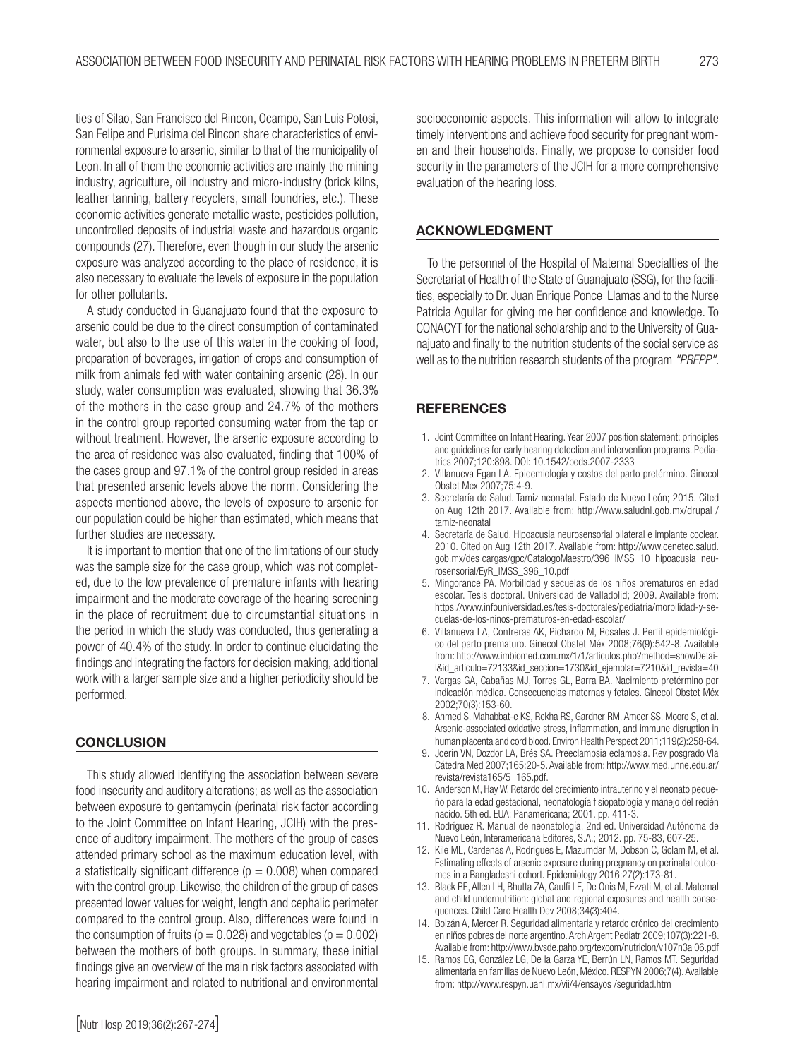ties of Silao, San Francisco del Rincon, Ocampo, San Luis Potosi, San Felipe and Purisima del Rincon share characteristics of environmental exposure to arsenic, similar to that of the municipality of Leon. In all of them the economic activities are mainly the mining industry, agriculture, oil industry and micro-industry (brick kilns, leather tanning, battery recyclers, small foundries, etc.). These economic activities generate metallic waste, pesticides pollution, uncontrolled deposits of industrial waste and hazardous organic compounds (27). Therefore, even though in our study the arsenic exposure was analyzed according to the place of residence, it is also necessary to evaluate the levels of exposure in the population for other pollutants.

A study conducted in Guanajuato found that the exposure to arsenic could be due to the direct consumption of contaminated water, but also to the use of this water in the cooking of food, preparation of beverages, irrigation of crops and consumption of milk from animals fed with water containing arsenic (28). In our study, water consumption was evaluated, showing that 36.3% of the mothers in the case group and 24.7% of the mothers in the control group reported consuming water from the tap or without treatment. However, the arsenic exposure according to the area of residence was also evaluated, finding that 100% of the cases group and 97.1% of the control group resided in areas that presented arsenic levels above the norm. Considering the aspects mentioned above, the levels of exposure to arsenic for our population could be higher than estimated, which means that further studies are necessary.

It is important to mention that one of the limitations of our study was the sample size for the case group, which was not completed, due to the low prevalence of premature infants with hearing impairment and the moderate coverage of the hearing screening in the place of recruitment due to circumstantial situations in the period in which the study was conducted, thus generating a power of 40.4% of the study. In order to continue elucidating the findings and integrating the factors for decision making, additional work with a larger sample size and a higher periodicity should be performed.

## CONCLUSION

This study allowed identifying the association between severe food insecurity and auditory alterations; as well as the association between exposure to gentamycin (perinatal risk factor according to the Joint Committee on Infant Hearing, JCIH) with the presence of auditory impairment. The mothers of the group of cases attended primary school as the maximum education level, with a statistically significant difference ($p = 0.008$) when compared with the control group. Likewise, the children of the group of cases presented lower values for weight, length and cephalic perimeter compared to the control group. Also, differences were found in the consumption of fruits ($p = 0.028$) and vegetables ($p = 0.002$) between the mothers of both groups. In summary, these initial findings give an overview of the main risk factors associated with hearing impairment and related to nutritional and environmental socioeconomic aspects. This information will allow to integrate timely interventions and achieve food security for pregnant women and their households. Finally, we propose to consider food security in the parameters of the JCIH for a more comprehensive evaluation of the hearing loss.

## ACKNOWLEDGMENT

To the personnel of the Hospital of Maternal Specialties of the Secretariat of Health of the State of Guanajuato (SSG), for the facilities, especially to Dr. Juan Enrique Ponce Llamas and to the Nurse Patricia Aguilar for giving me her confidence and knowledge. To CONACYT for the national scholarship and to the University of Guanajuato and finally to the nutrition students of the social service as well as to the nutrition research students of the program *"PREPP"*.

## REFERENCES

1. Joint Committee on Infant Hearing. Year 2007 position statement: principles and guidelines for early hearing detection and intervention programs. Pediatrics 2007;120:898. DOI: 10.1542/peds.2007-2333
2. Villanueva Egan LA. Epidemiología y costos del parto pretérmino. Ginecol Obstet Mex 2007;75:4-9.
3. Secretaría de Salud. Tamiz neonatal. Estado de Nuevo León; 2015. Cited on Aug 12th 2017. Available from: http://www.saludnl.gob.mx/drupal / tamiz-neonatal
4. Secretaría de Salud. Hipoacusia neurosensorial bilateral e implante coclear. 2010. Cited on Aug 12th 2017. Available from: http://www.cenetec.salud.gob.mx/des cargas/gpc/CatalogoMaestro/396_IMSS_10_hipoacusia_neurosensorial/EyR_IMSS_396_10.pdf
5. Mingorance PA. Morbilidad y secuelas de los niños prematuros en edad escolar. Tesis doctoral. Universidad de Valladolid; 2009. Available from: https://www.infouniversidad.es/tesis-doctorales/pediatria/morbilidad-y-secuelas-de-los-ninos-prematuros-en-edad-escolar/
6. Villanueva LA, Contreras AK, Pichardo M, Rosales J. Perfil epidemiológico del parto prematuro. Ginecol Obstet Méx 2008;76(9):542-8. Available from: http://www.imbiomed.com.mx/1/1/articulos.php?method=showDetail&id_articulo=72133&id_seccion=1730&id_ejemplar=7210&id_revista=40
7. Vargas GA, Cabañas MJ, Torres GL, Barra BA. Nacimiento pretérmino por indicación médica. Consecuencias maternas y fetales. Ginecol Obstet Méx 2002;70(3):153-60.
8. Ahmed S, Mahabbat-e KS, Rekha RS, Gardner RM, Ameer SS, Moore S, et al. Arsenic-associated oxidative stress, inflammation, and immune disruption in human placenta and cord blood. Environ Health Perspect 2011;119(2):258-64.
9. Joerin VN, Dozdor LA, Brés SA. Preeclampsia eclampsia. Rev posgrado VIa Cátedra Med 2007;165:20-5. Available from: http://www.med.unne.edu.ar/revista/revista165/5_165.pdf.
10. Anderson M, Hay W. Retardo del crecimiento intrauterino y el neonato pequeño para la edad gestacional, neonatología fisiopatología y manejo del recién nacido. 5th ed. EUA: Panamericana; 2001. pp. 411-3.
11. Rodríguez R. Manual de neonatología. 2nd ed. Universidad Autónoma de Nuevo León, Interamericana Editores, S.A.; 2012. pp. 75-83, 607-25.
12. Kile ML, Cardenas A, Rodrigues E, Mazumdar M, Dobson C, Golam M, et al. Estimating effects of arsenic exposure during pregnancy on perinatal outcomes in a Bangladeshi cohort. Epidemiology 2016;27(2):173-81.
13. Black RE, Allen LH, Bhutta ZA, Caulfi LE, De Onis M, Ezzati M, et al. Maternal and child undernutrition: global and regional exposures and health consequences. Child Care Health Dev 2008;34(3):404.
14. Bolzán A, Mercer R. Seguridad alimentaria y retardo crónico del crecimiento en niños pobres del norte argentino. Arch Argent Pediatr 2009;107(3):221-8. Available from: http://www.bvsde.paho.org/texcom/nutricion/v107n3a 06.pdf
15. Ramos EG, González LG, De la Garza YE, Berrún LN, Ramos MT. Seguridad alimentaria en familias de Nuevo León, México. RESPYN 2006;7(4). Available from: http://www.respyn.uanl.mx/vii/4/ensayos /seguridad.htm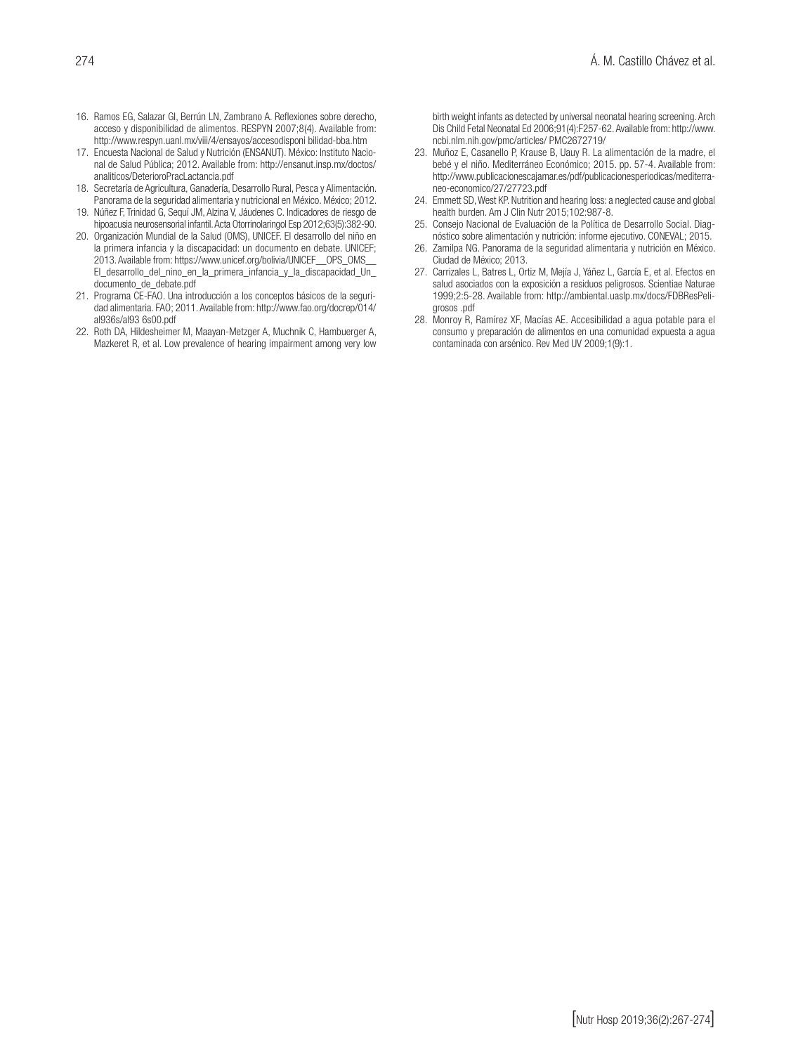16. Ramos EG, Salazar GI, Berrún LN, Zambrano A. Reflexiones sobre derecho, acceso y disponibilidad de alimentos. RESPYN 2007;8(4). Available from: http://www.respyn.uanl.mx/viii/4/ensayos/accesodisponi bilidad-bba.htm
17. Encuesta Nacional de Salud y Nutrición (ENSANUT). México: Instituto Nacional de Salud Pública; 2012. Available from: http://ensanut.insp.mx/doctos/analiticos/DeterioroPracLactancia.pdf
18. Secretaría de Agricultura, Ganadería, Desarrollo Rural, Pesca y Alimentación. Panorama de la seguridad alimentaria y nutricional en México. México; 2012.
19. Núñez F, Trinidad G, Sequí JM, Alzina V, Jáudenes C. Indicadores de riesgo de hipoacusia neurosensorial infantil. Acta Otorrinolaringol Esp 2012;63(5):382-90.
20. Organización Mundial de la Salud (OMS), UNICEF. El desarrollo del niño en la primera infancia y la discapacidad: un documento en debate. UNICEF; 2013. Available from: https://www.unicef.org/bolivia/UNICEF__OPS_OMS__El_desarrollo_del_nino_en_la_primera_infancia_y_la_discapacidad_Un_documento_de_debate.pdf
21. Programa CE-FAO. Una introducción a los conceptos básicos de la seguridad alimentaria. FAO; 2011. Available from: http://www.fao.org/docrep/014/al936s/al93 6s00.pdf
22. Roth DA, Hildesheimer M, Maayan-Metzger A, Muchnik C, Hambuerger A, Mazkeret R, et al. Low prevalence of hearing impairment among very low birth weight infants as detected by universal neonatal hearing screening. Arch Dis Child Fetal Neonatal Ed 2006;91(4):F257-62. Available from: http://www.ncbi.nlm.nih.gov/pmc/articles/ PMC2672719/
23. Muñoz E, Casanello P, Krause B, Uauy R. La alimentación de la madre, el bebé y el niño. Mediterráneo Económico; 2015. pp. 57-4. Available from: http://www.publicacionescajamar.es/pdf/publicacionesperiodicas/mediterraneo-economico/27/27723.pdf
24. Emmett SD, West KP. Nutrition and hearing loss: a neglected cause and global health burden. Am J Clin Nutr 2015;102:987-8.
25. Consejo Nacional de Evaluación de la Política de Desarrollo Social. Diagnóstico sobre alimentación y nutrición: informe ejecutivo. CONEVAL; 2015.
26. Zamilpa NG. Panorama de la seguridad alimentaria y nutrición en México. Ciudad de México; 2013.
27. Carrizales L, Batres L, Ortiz M, Mejía J, Yáñez L, García E, et al. Efectos en salud asociados con la exposición a residuos peligrosos. Scientiae Naturae 1999;2:5-28. Available from: http://ambiental.uaslp.mx/docs/FDBResPeligrosos .pdf
28. Monroy R, Ramírez XF, Macías AE. Accesibilidad a agua potable para el consumo y preparación de alimentos en una comunidad expuesta a agua contaminada con arsénico. Rev Med UV 2009;1(9):1.